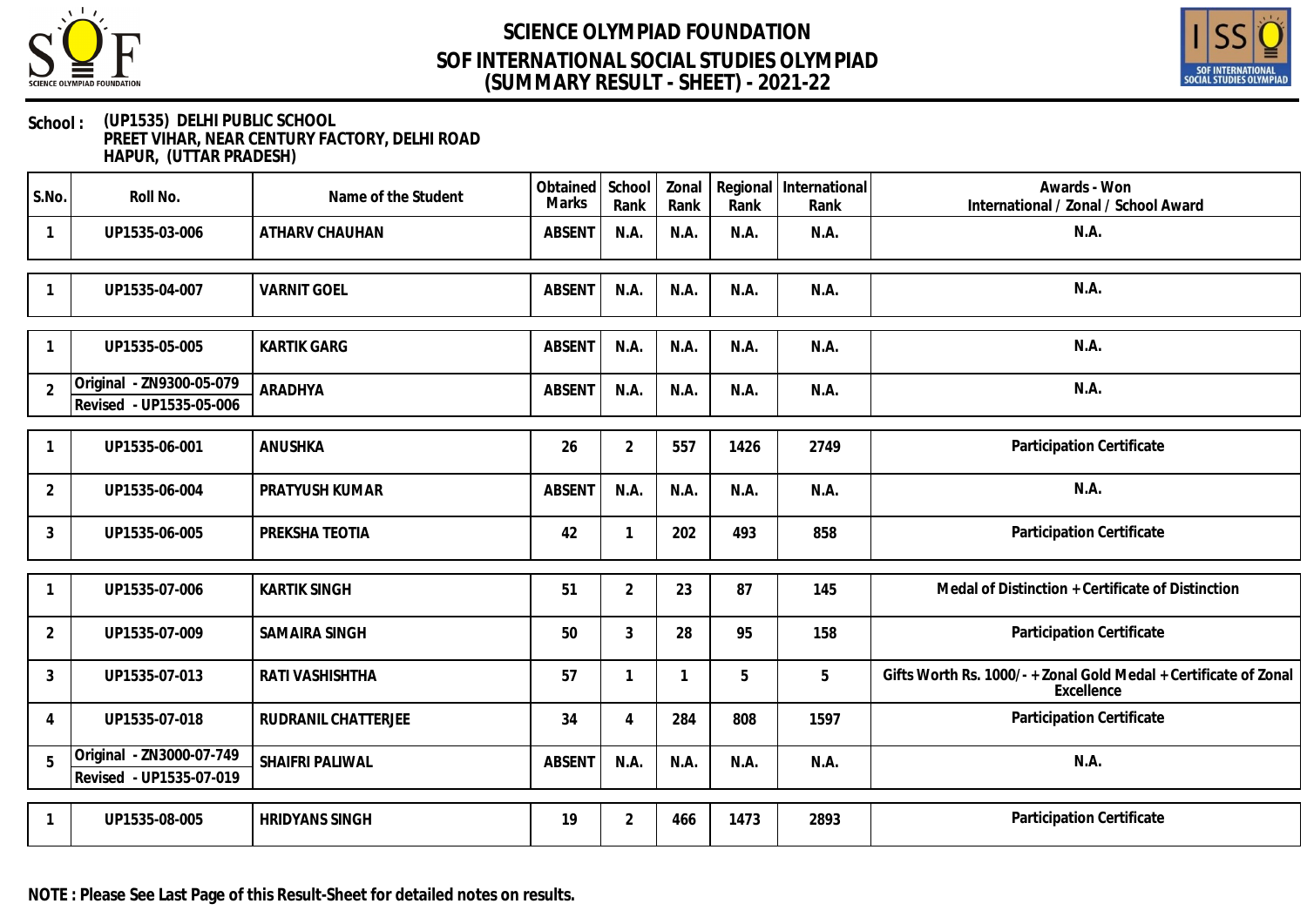# SCIENCE OLYMPIAD FOUNDATION
## SOF INTERNATIONAL SOCIAL STUDIES OLYMPIAD
## (SUMMARY RESULT - SHEET) - 2021-22

**School :** (UP1535) DELHI PUBLIC SCHOOL
PREET VIHAR, NEAR CENTURY FACTORY, DELHI ROAD
HAPUR, (UTTAR PRADESH)

| S.No. | Roll No. | Name of the Student | Obtained Marks | School Rank | Zonal Rank | Regional Rank | International Rank | Awards - Won International / Zonal / School Award |
|---|---|---|---|---|---|---|---|---|
| 1 | UP1535-03-006 | ATHARV CHAUHAN | ABSENT | N.A. | N.A. | N.A. | N.A. | N.A. |
| 1 | UP1535-04-007 | VARNIT GOEL | ABSENT | N.A. | N.A. | N.A. | N.A. | N.A. |
| 1 | UP1535-05-005 | KARTIK GARG | ABSENT | N.A. | N.A. | N.A. | N.A. | N.A. |
| 2 | Original - ZN9300-05-079 Revised - UP1535-05-006 | ARADHYA | ABSENT | N.A. | N.A. | N.A. | N.A. | N.A. |
| 1 | UP1535-06-001 | ANUSHKA | 26 | 2 | 557 | 1426 | 2749 | Participation Certificate |
| 2 | UP1535-06-004 | PRATYUSH KUMAR | ABSENT | N.A. | N.A. | N.A. | N.A. | N.A. |
| 3 | UP1535-06-005 | PREKSHA TEOTIA | 42 | 1 | 202 | 493 | 858 | Participation Certificate |
| 1 | UP1535-07-006 | KARTIK SINGH | 51 | 2 | 23 | 87 | 145 | Medal of Distinction + Certificate of Distinction |
| 2 | UP1535-07-009 | SAMAIRA SINGH | 50 | 3 | 28 | 95 | 158 | Participation Certificate |
| 3 | UP1535-07-013 | RATI VASHISHTHA | 57 | 1 | 1 | 5 | 5 | Gifts Worth Rs. 1000/- + Zonal Gold Medal + Certificate of Zonal Excellence |
| 4 | UP1535-07-018 | RUDRANIL CHATTERJEE | 34 | 4 | 284 | 808 | 1597 | Participation Certificate |
| 5 | Original - ZN3000-07-749 Revised - UP1535-07-019 | SHAIFRI PALIWAL | ABSENT | N.A. | N.A. | N.A. | N.A. | N.A. |
| 1 | UP1535-08-005 | HRIDYANS SINGH | 19 | 2 | 466 | 1473 | 2893 | Participation Certificate |

**NOTE : Please See Last Page of this Result-Sheet for detailed notes on results.**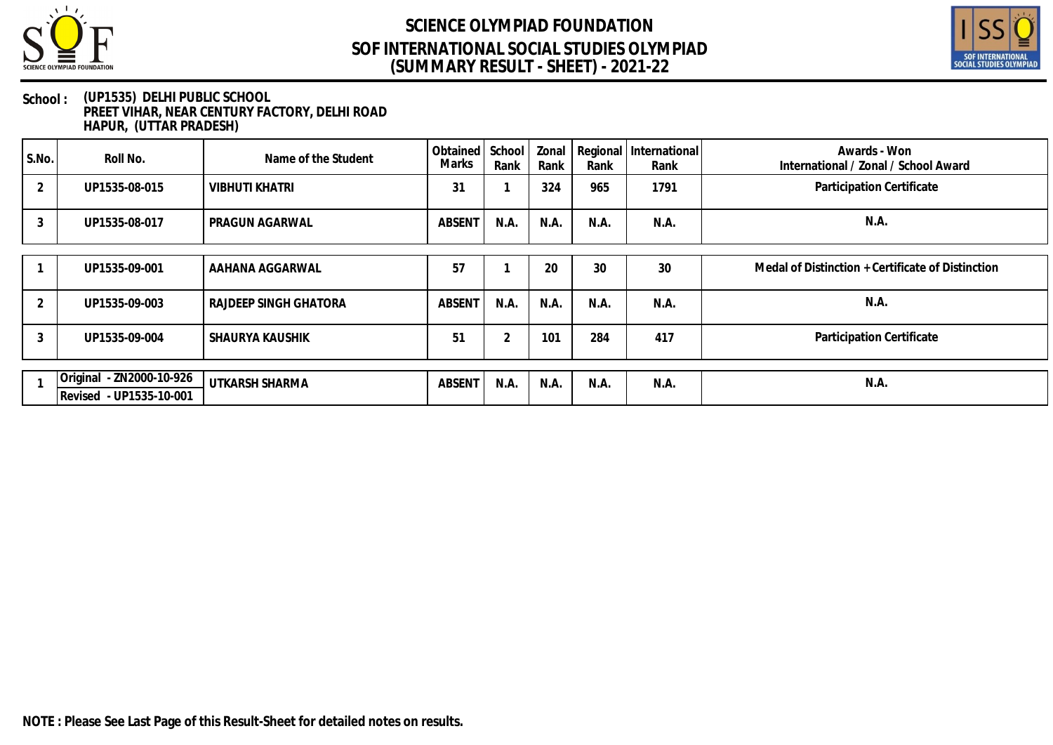# SCIENCE OLYMPIAD FOUNDATION
## SOF INTERNATIONAL SOCIAL STUDIES OLYMPIAD
## (SUMMARY RESULT - SHEET) - 2021-22

**School :** (UP1535) DELHI PUBLIC SCHOOL
PREET VIHAR, NEAR CENTURY FACTORY, DELHI ROAD
HAPUR, (UTTAR PRADESH)

| S.No. | Roll No. | Name of the Student | Obtained Marks | School Rank | Zonal Rank | Regional Rank | International Rank | Awards - Won International / Zonal / School Award |
|---|---|---|---|---|---|---|---|---|
| 2 | UP1535-08-015 | VIBHUTI KHATRI | 31 | 1 | 324 | 965 | 1791 | Participation Certificate |
| 3 | UP1535-08-017 | PRAGUN AGARWAL | ABSENT | N.A. | N.A. | N.A. | N.A. | N.A. |
| 1 | UP1535-09-001 | AAHANA AGGARWAL | 57 | 1 | 20 | 30 | 30 | Medal of Distinction + Certificate of Distinction |
| 2 | UP1535-09-003 | RAJDEEP SINGH GHATORA | ABSENT | N.A. | N.A. | N.A. | N.A. | N.A. |
| 3 | UP1535-09-004 | SHAURYA KAUSHIK | 51 | 2 | 101 | 284 | 417 | Participation Certificate |
| 1 | Original - ZN2000-10-926<br>Revised - UP1535-10-001 | UTKARSH SHARMA | ABSENT | N.A. | N.A. | N.A. | N.A. | N.A. |

**NOTE : Please See Last Page of this Result-Sheet for detailed notes on results.**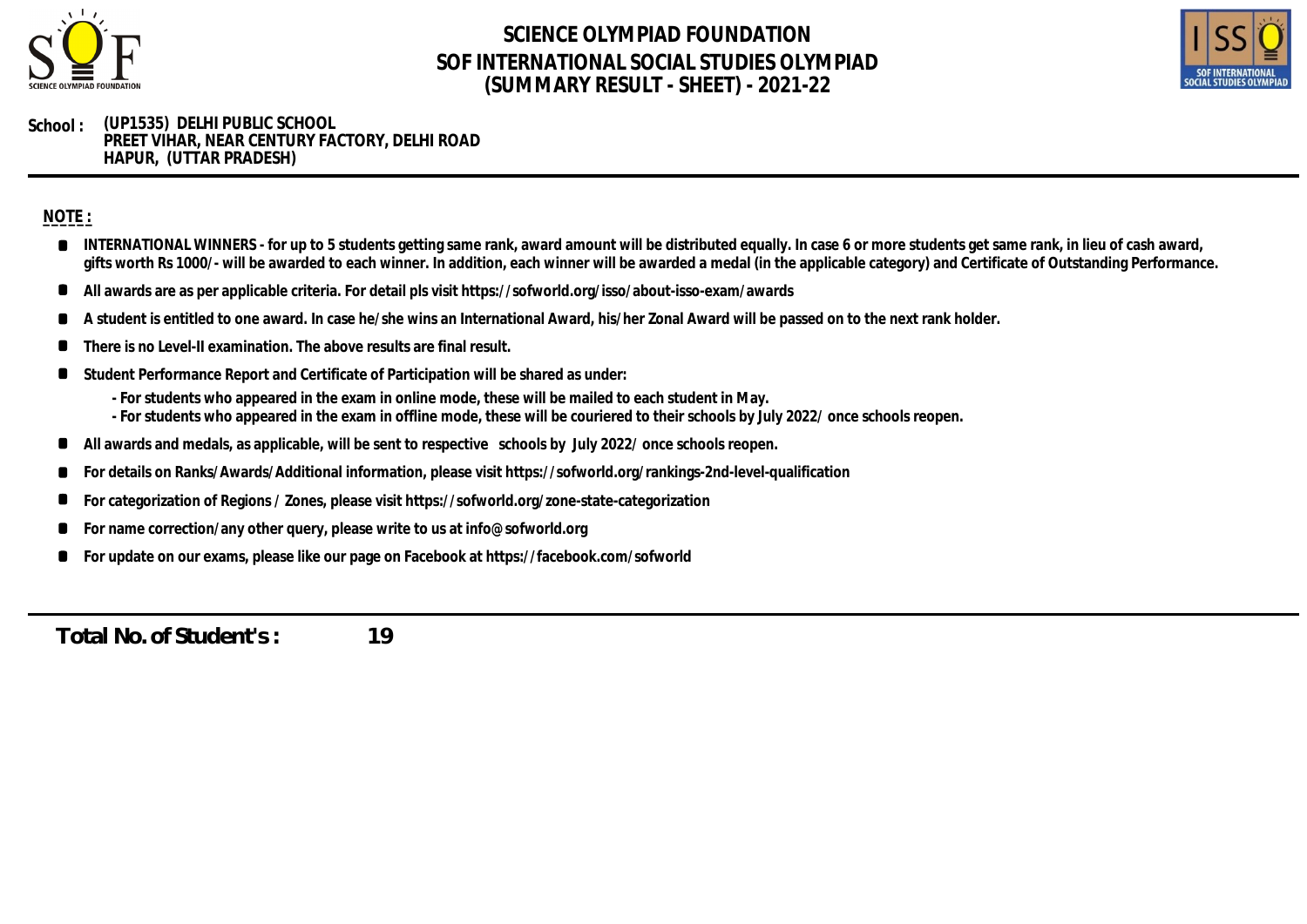# SCIENCE OLYMPIAD FOUNDATION

## SOF INTERNATIONAL SOCIAL STUDIES OLYMPIAD

## (SUMMARY RESULT - SHEET) - 2021-22

**School :** **(UP1535) DELHI PUBLIC SCHOOL**
**PREET VIHAR, NEAR CENTURY FACTORY, DELHI ROAD**
**HAPUR, (UTTAR PRADESH)**

**NOTE :**

- **INTERNATIONAL WINNERS - for up to 5 students getting same rank, award amount will be distributed equally. In case 6 or more students get same rank, in lieu of cash award, gifts worth Rs 1000/- will be awarded to each winner. In addition, each winner will be awarded a medal (in the applicable category) and Certificate of Outstanding Performance.**
- **All awards are as per applicable criteria. For detail pls visit https://sofworld.org/isso/about-isso-exam/awards**
- **A student is entitled to one award. In case he/she wins an International Award, his/her Zonal Award will be passed on to the next rank holder.**
- **There is no Level-II examination. The above results are final result.**
- **Student Performance Report and Certificate of Participation will be shared as under:**
  - **For students who appeared in the exam in online mode, these will be mailed to each student in May.**
  - **For students who appeared in the exam in offline mode, these will be couriered to their schools by July 2022/ once schools reopen.**
- **All awards and medals, as applicable, will be sent to respective schools by July 2022/ once schools reopen.**
- **For details on Ranks/Awards/Additional information, please visit https://sofworld.org/rankings-2nd-level-qualification**
- **For categorization of Regions / Zones, please visit https://sofworld.org/zone-state-categorization**
- **For name correction/any other query, please write to us at info@sofworld.org**
- **For update on our exams, please like our page on Facebook at https://facebook.com/sofworld**

**Total No. of Student's : 19**